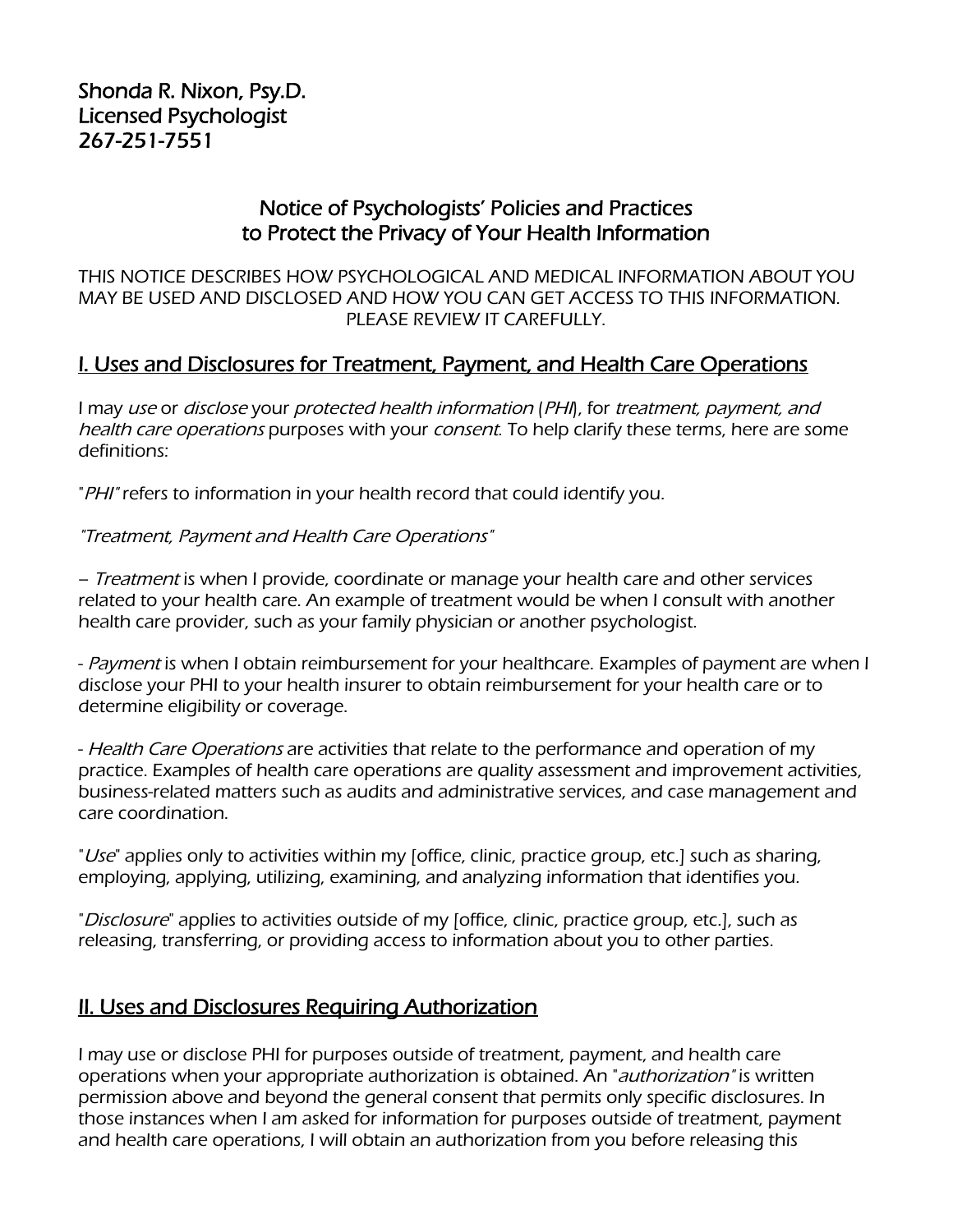Shonda R. Nixon, Psy.D.
Licensed Psychologist
267-251-7551

# Notice of Psychologists' Policies and Practices to Protect the Privacy of Your Health Information

THIS NOTICE DESCRIBES HOW PSYCHOLOGICAL AND MEDICAL INFORMATION ABOUT YOU MAY BE USED AND DISCLOSED AND HOW YOU CAN GET ACCESS TO THIS INFORMATION. PLEASE REVIEW IT CAREFULLY.

## I. Uses and Disclosures for Treatment, Payment, and Health Care Operations

I may *use* or *disclose* your *protected health information* (*PHI*), for *treatment, payment, and health care operations* purposes with your *consent*. To help clarify these terms, here are some definitions:

"*PHI*" refers to information in your health record that could identify you.

*"Treatment, Payment and Health Care Operations"*

– *Treatment* is when I provide, coordinate or manage your health care and other services related to your health care. An example of treatment would be when I consult with another health care provider, such as your family physician or another psychologist.

- *Payment* is when I obtain reimbursement for your healthcare. Examples of payment are when I disclose your PHI to your health insurer to obtain reimbursement for your health care or to determine eligibility or coverage.

- *Health Care Operations* are activities that relate to the performance and operation of my practice. Examples of health care operations are quality assessment and improvement activities, business-related matters such as audits and administrative services, and case management and care coordination.

"*Use*" applies only to activities within my [office, clinic, practice group, etc.] such as sharing, employing, applying, utilizing, examining, and analyzing information that identifies you.

"*Disclosure*" applies to activities outside of my [office, clinic, practice group, etc.], such as releasing, transferring, or providing access to information about you to other parties.

## II. Uses and Disclosures Requiring Authorization

I may use or disclose PHI for purposes outside of treatment, payment, and health care operations when your appropriate authorization is obtained. An "*authorization*" is written permission above and beyond the general consent that permits only specific disclosures. In those instances when I am asked for information for purposes outside of treatment, payment and health care operations, I will obtain an authorization from you before releasing this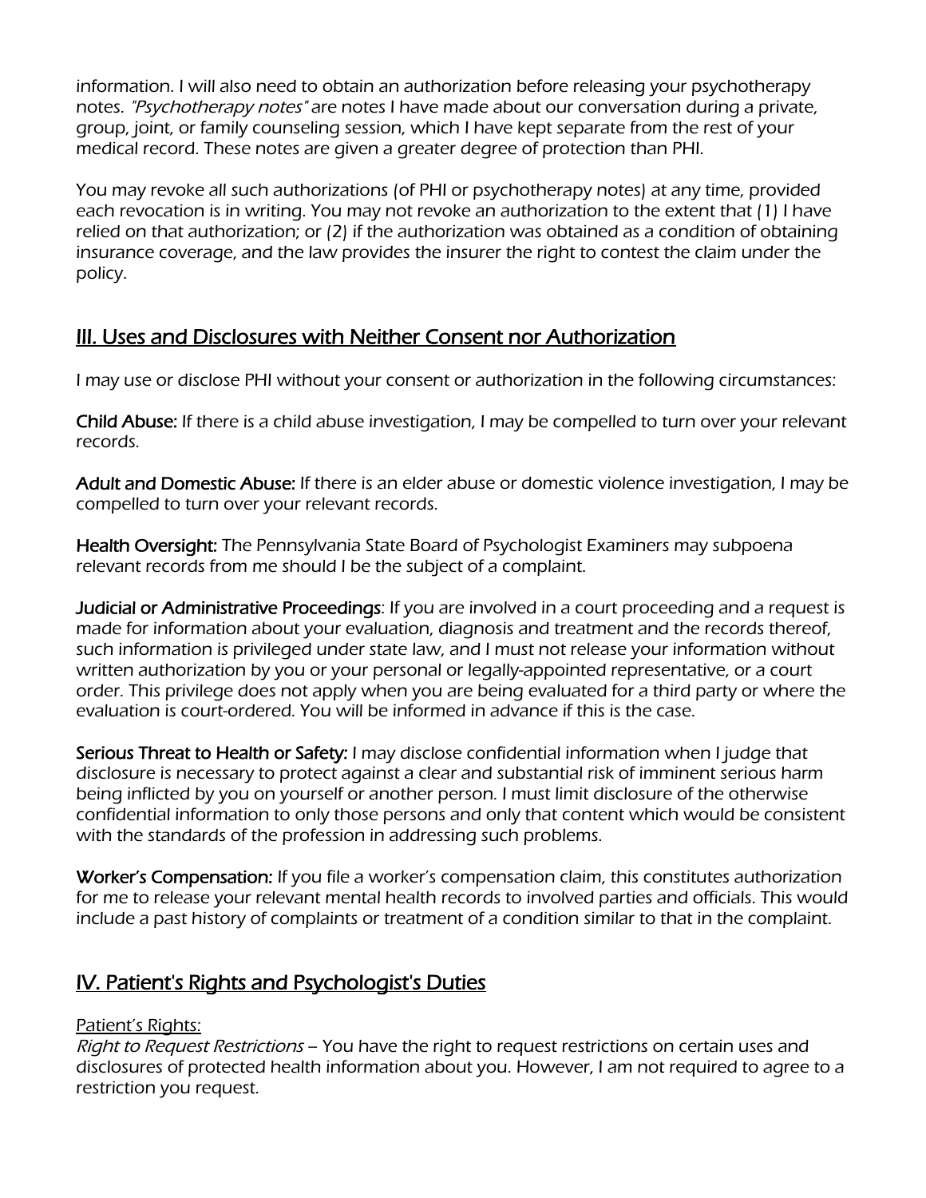information. I will also need to obtain an authorization before releasing your psychotherapy notes. *"Psychotherapy notes"* are notes I have made about our conversation during a private, group, joint, or family counseling session, which I have kept separate from the rest of your medical record. These notes are given a greater degree of protection than PHI.

You may revoke all such authorizations (of PHI or psychotherapy notes) at any time, provided each revocation is in writing. You may not revoke an authorization to the extent that (1) I have relied on that authorization; or (2) if the authorization was obtained as a condition of obtaining insurance coverage, and the law provides the insurer the right to contest the claim under the policy.

## III. Uses and Disclosures with Neither Consent nor Authorization

I may use or disclose PHI without your consent or authorization in the following circumstances:

**Child Abuse:** If there is a child abuse investigation, I may be compelled to turn over your relevant records.

**Adult and Domestic Abuse:** If there is an elder abuse or domestic violence investigation, I may be compelled to turn over your relevant records.

**Health Oversight:** The Pennsylvania State Board of Psychologist Examiners may subpoena relevant records from me should I be the subject of a complaint.

**Judicial or Administrative Proceedings**: If you are involved in a court proceeding and a request is made for information about your evaluation, diagnosis and treatment and the records thereof, such information is privileged under state law, and I must not release your information without written authorization by you or your personal or legally-appointed representative, or a court order. This privilege does not apply when you are being evaluated for a third party or where the evaluation is court-ordered. You will be informed in advance if this is the case.

**Serious Threat to Health or Safety:** I may disclose confidential information when I judge that disclosure is necessary to protect against a clear and substantial risk of imminent serious harm being inflicted by you on yourself or another person. I must limit disclosure of the otherwise confidential information to only those persons and only that content which would be consistent with the standards of the profession in addressing such problems.

**Worker's Compensation:** If you file a worker's compensation claim, this constitutes authorization for me to release your relevant mental health records to involved parties and officials. This would include a past history of complaints or treatment of a condition similar to that in the complaint.

## IV. Patient's Rights and Psychologist's Duties

Patient's Rights:

*Right to Request Restrictions* – You have the right to request restrictions on certain uses and disclosures of protected health information about you. However, I am not required to agree to a restriction you request.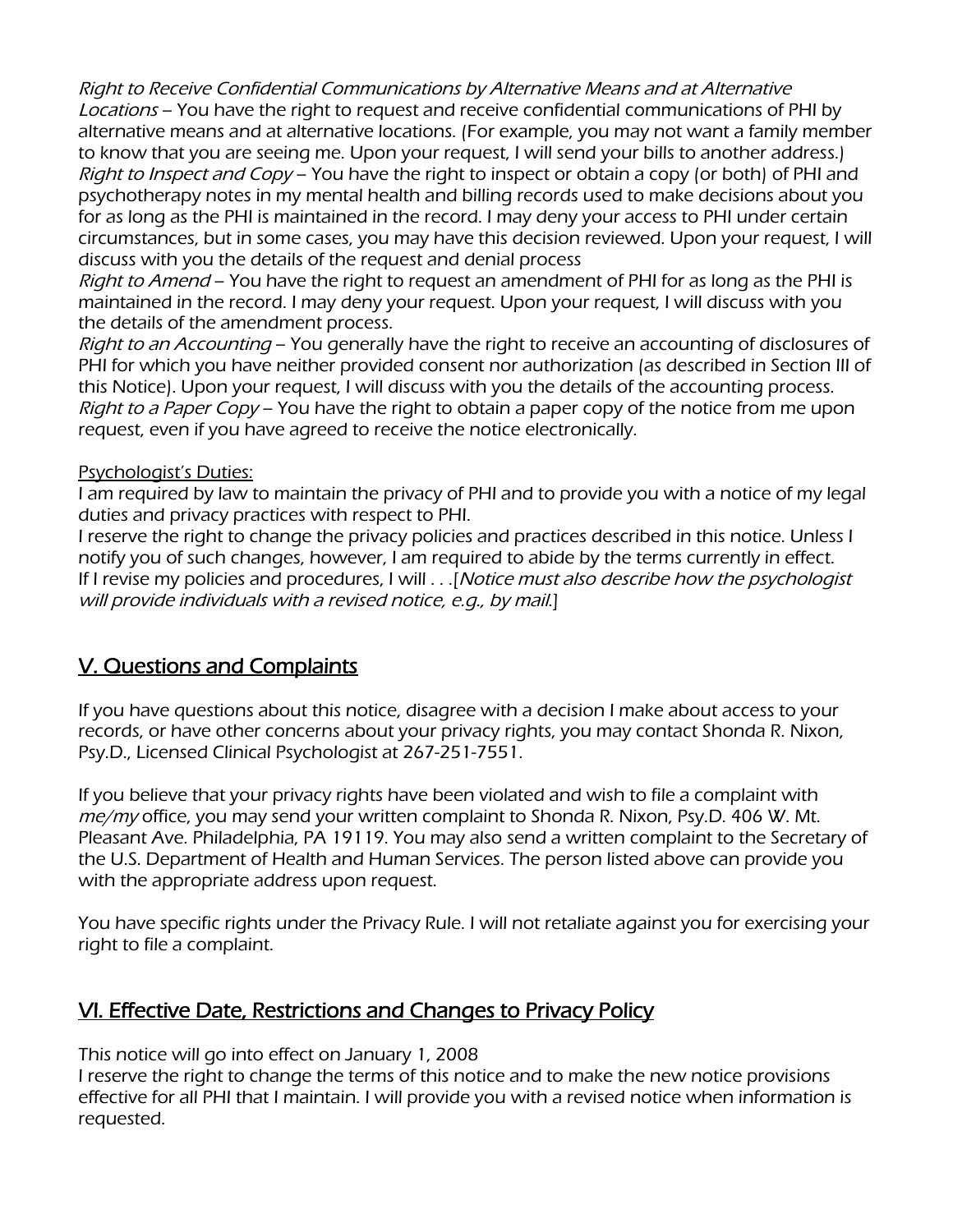*Right to Receive Confidential Communications by Alternative Means and at Alternative Locations* – You have the right to request and receive confidential communications of PHI by alternative means and at alternative locations. (For example, you may not want a family member to know that you are seeing me. Upon your request, I will send your bills to another address.)
*Right to Inspect and Copy* – You have the right to inspect or obtain a copy (or both) of PHI and psychotherapy notes in my mental health and billing records used to make decisions about you for as long as the PHI is maintained in the record. I may deny your access to PHI under certain circumstances, but in some cases, you may have this decision reviewed. Upon your request, I will discuss with you the details of the request and denial process
*Right to Amend* – You have the right to request an amendment of PHI for as long as the PHI is maintained in the record. I may deny your request. Upon your request, I will discuss with you the details of the amendment process.
*Right to an Accounting* – You generally have the right to receive an accounting of disclosures of PHI for which you have neither provided consent nor authorization (as described in Section III of this Notice). Upon your request, I will discuss with you the details of the accounting process.
*Right to a Paper Copy* – You have the right to obtain a paper copy of the notice from me upon request, even if you have agreed to receive the notice electronically.

Psychologist's Duties:

I am required by law to maintain the privacy of PHI and to provide you with a notice of my legal duties and privacy practices with respect to PHI.
I reserve the right to change the privacy policies and practices described in this notice. Unless I notify you of such changes, however, I am required to abide by the terms currently in effect.
If I revise my policies and procedures, I will . . .[*Notice must also describe how the psychologist will provide individuals with a revised notice, e.g., by mail.*]

## V. Questions and Complaints

If you have questions about this notice, disagree with a decision I make about access to your records, or have other concerns about your privacy rights, you may contact Shonda R. Nixon, Psy.D., Licensed Clinical Psychologist at 267-251-7551.

If you believe that your privacy rights have been violated and wish to file a complaint with *me/my* office, you may send your written complaint to Shonda R. Nixon, Psy.D. 406 W. Mt. Pleasant Ave. Philadelphia, PA 19119. You may also send a written complaint to the Secretary of the U.S. Department of Health and Human Services. The person listed above can provide you with the appropriate address upon request.

You have specific rights under the Privacy Rule. I will not retaliate against you for exercising your right to file a complaint.

## VI. Effective Date, Restrictions and Changes to Privacy Policy

This notice will go into effect on January 1, 2008
I reserve the right to change the terms of this notice and to make the new notice provisions effective for all PHI that I maintain. I will provide you with a revised notice when information is requested.